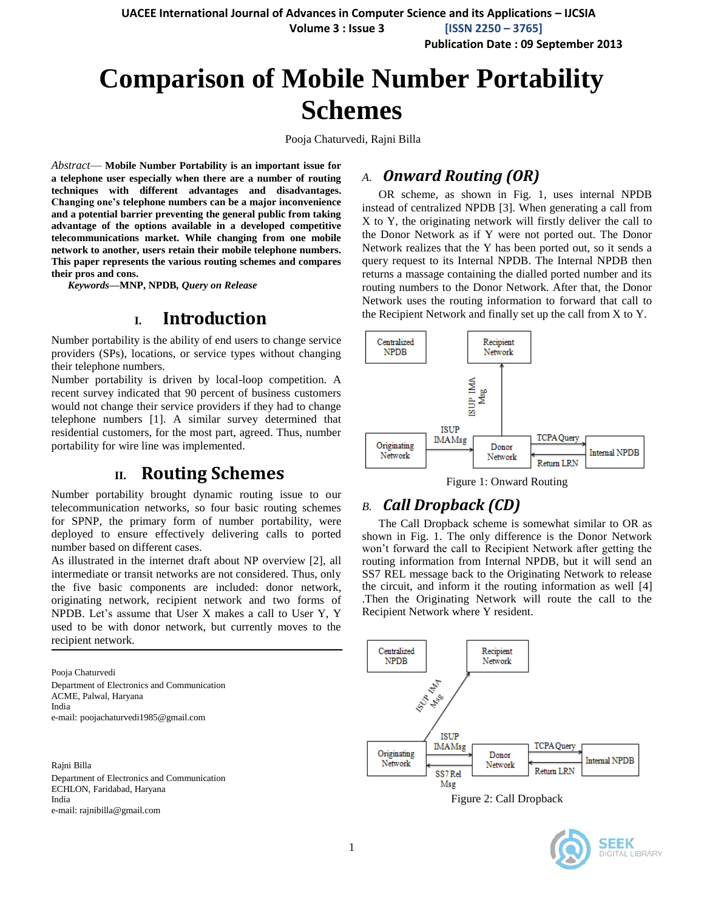# Comparison of Mobile Number Portability Schemes

Pooja Chaturvedi, Rajni Billa

*Abstract*— **Mobile Number Portability is an important issue for a telephone user especially when there are a number of routing techniques with different advantages and disadvantages. Changing one's telephone numbers can be a major inconvenience and a potential barrier preventing the general public from taking advantage of the options available in a developed competitive telecommunications market. While changing from one mobile network to another, users retain their mobile telephone numbers. This paper represents the various routing schemes and compares their pros and cons.**

***Keywords*—MNP, NPDB, *Query on Release***

## I. Introduction

Number portability is the ability of end users to change service providers (SPs), locations, or service types without changing their telephone numbers.

Number portability is driven by local-loop competition. A recent survey indicated that 90 percent of business customers would not change their service providers if they had to change telephone numbers [1]. A similar survey determined that residential customers, for the most part, agreed. Thus, number portability for wire line was implemented.

## II. Routing Schemes

Number portability brought dynamic routing issue to our telecommunication networks, so four basic routing schemes for SPNP, the primary form of number portability, were deployed to ensure effectively delivering calls to ported number based on different cases.

As illustrated in the internet draft about NP overview [2], all intermediate or transit networks are not considered. Thus, only the five basic components are included: donor network, originating network, recipient network and two forms of NPDB. Let's assume that User X makes a call to User Y, Y used to be with donor network, but currently moves to the recipient network.

Pooja Chaturvedi
Department of Electronics and Communication
ACME, Palwal, Haryana
India
e-mail: poojachaturvedi1985@gmail.com

Rajni Billa
Department of Electronics and Communication
ECHLON, Faridabad, Haryana
India
e-mail: rajnibilla@gmail.com

### A. *Onward Routing (OR)*

OR scheme, as shown in Fig. 1, uses internal NPDB instead of centralized NPDB [3]. When generating a call from X to Y, the originating network will firstly deliver the call to the Donor Network as if Y were not ported out. The Donor Network realizes that the Y has been ported out, so it sends a query request to its Internal NPDB. The Internal NPDB then returns a massage containing the dialled ported number and its routing numbers to the Donor Network. After that, the Donor Network uses the routing information to forward that call to the Recipient Network and finally set up the call from X to Y.

Figure 1: Onward Routing

### B. *Call Dropback (CD)*

The Call Dropback scheme is somewhat similar to OR as shown in Fig. 1. The only difference is the Donor Network won't forward the call to Recipient Network after getting the routing information from Internal NPDB, but it will send an SS7 REL message back to the Originating Network to release the circuit, and inform it the routing information as well [4] .Then the Originating Network will route the call to the Recipient Network where Y resident.

Figure 2: Call Dropback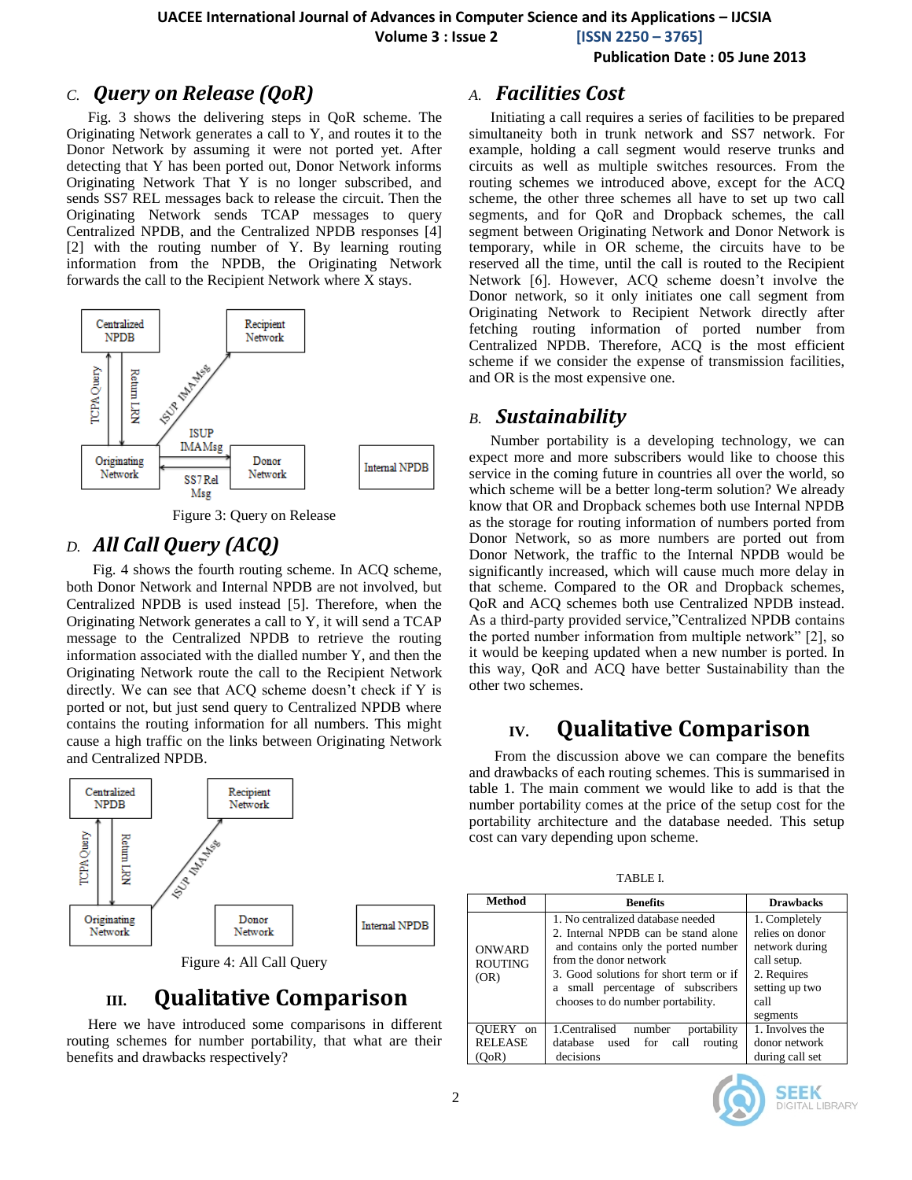### C. *Query on Release (QoR)*

Fig. 3 shows the delivering steps in QoR scheme. The Originating Network generates a call to Y, and routes it to the Donor Network by assuming it were not ported yet. After detecting that Y has been ported out, Donor Network informs Originating Network That Y is no longer subscribed, and sends SS7 REL messages back to release the circuit. Then the Originating Network sends TCAP messages to query Centralized NPDB, and the Centralized NPDB responses [4] [2] with the routing number of Y. By learning routing information from the NPDB, the Originating Network forwards the call to the Recipient Network where X stays.

Figure 3: Query on Release

### D. *All Call Query (ACQ)*

Fig. 4 shows the fourth routing scheme. In ACQ scheme, both Donor Network and Internal NPDB are not involved, but Centralized NPDB is used instead [5]. Therefore, when the Originating Network generates a call to Y, it will send a TCAP message to the Centralized NPDB to retrieve the routing information associated with the dialled number Y, and then the Originating Network route the call to the Recipient Network directly. We can see that ACQ scheme doesn't check if Y is ported or not, but just send query to Centralized NPDB where contains the routing information for all numbers. This might cause a high traffic on the links between Originating Network and Centralized NPDB.

Figure 4: All Call Query

## III. Qualitative Comparison

Here we have introduced some comparisons in different routing schemes for number portability, that what are their benefits and drawbacks respectively?

### A. *Facilities Cost*

Initiating a call requires a series of facilities to be prepared simultaneity both in trunk network and SS7 network. For example, holding a call segment would reserve trunks and circuits as well as multiple switches resources. From the routing schemes we introduced above, except for the ACQ scheme, the other three schemes all have to set up two call segments, and for QoR and Dropback schemes, the call segment between Originating Network and Donor Network is temporary, while in OR scheme, the circuits have to be reserved all the time, until the call is routed to the Recipient Network [6]. However, ACQ scheme doesn't involve the Donor network, so it only initiates one call segment from Originating Network to Recipient Network directly after fetching routing information of ported number from Centralized NPDB. Therefore, ACQ is the most efficient scheme if we consider the expense of transmission facilities, and OR is the most expensive one.

### B. *Sustainability*

Number portability is a developing technology, we can expect more and more subscribers would like to choose this service in the coming future in countries all over the world, so which scheme will be a better long-term solution? We already know that OR and Dropback schemes both use Internal NPDB as the storage for routing information of numbers ported from Donor Network, so as more numbers are ported out from Donor Network, the traffic to the Internal NPDB would be significantly increased, which will cause much more delay in that scheme. Compared to the OR and Dropback schemes, QoR and ACQ schemes both use Centralized NPDB instead. As a third-party provided service,"Centralized NPDB contains the ported number information from multiple network" [2], so it would be keeping updated when a new number is ported. In this way, QoR and ACQ have better Sustainability than the other two schemes.

## IV. Qualitative Comparison

From the discussion above we can compare the benefits and drawbacks of each routing schemes. This is summarised in table 1. The main comment we would like to add is that the number portability comes at the price of the setup cost for the portability architecture and the database needed. This setup cost can vary depending upon scheme.

TABLE I.

| Method | Benefits | Drawbacks |
|---|---|---|
| ONWARD ROUTING (OR) | 1. No centralized database needed<br>2. Internal NPDB can be stand alone and contains only the ported number from the donor network<br>3. Good solutions for short term or if a small percentage of subscribers chooses to do number portability. | 1. Completely relies on donor network during call setup.<br>2. Requires setting up two call segments |
| QUERY on RELEASE (QoR) | 1.Centralised number portability database used for call routing decisions | 1. Involves the donor network during call set |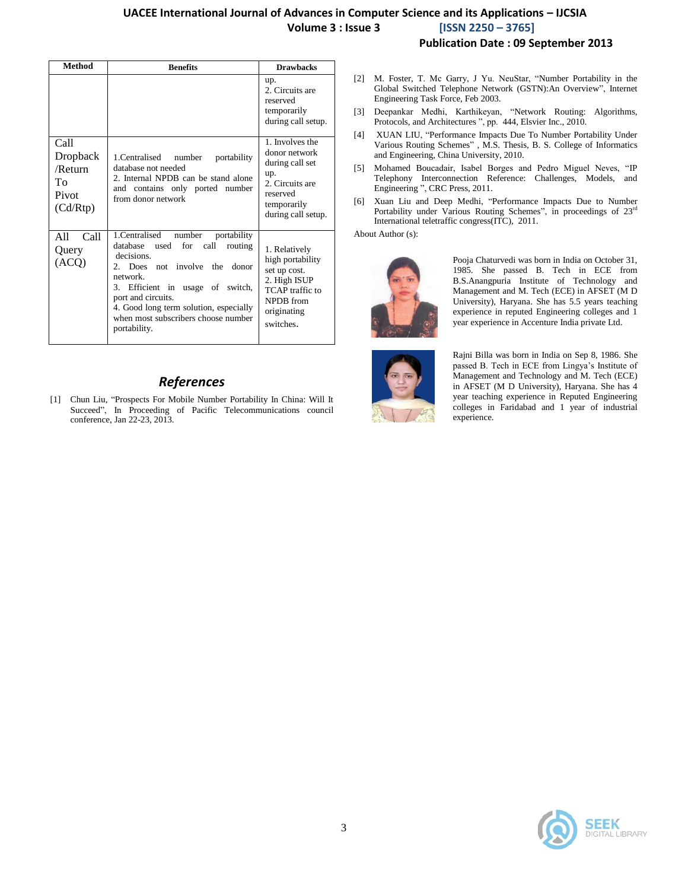| Method | Benefits | Drawbacks |
|---|---|---|
| | | up.<br>2. Circuits are reserved temporarily during call setup. |
| Call Dropback /Return To Pivot (Cd/Rtp) | 1.Centralised number portability database not needed<br>2. Internal NPDB can be stand alone and contains only ported number from donor network | 1. Involves the donor network during call set up.<br>2. Circuits are reserved temporarily during call setup. |
| All Call Query (ACQ) | 1.Centralised number portability database used for call routing decisions.<br>2. Does not involve the donor network.<br>3. Efficient in usage of switch, port and circuits.<br>4. Good long term solution, especially when most subscribers choose number portability. | 1. Relatively high portability set up cost.<br>2. High ISUP TCAP traffic to NPDB from originating switches. |

## References

[1] Chun Liu, "Prospects For Mobile Number Portability In China: Will It Succeed", In Proceeding of Pacific Telecommunications council conference, Jan 22-23, 2013.

[2] M. Foster, T. Mc Garry, J Yu. NeuStar, "Number Portability in the Global Switched Telephone Network (GSTN):An Overview", Internet Engineering Task Force, Feb 2003.

[3] Deepankar Medhi, Karthikeyan, "Network Routing: Algorithms, Protocols, and Architectures ", pp. 444, Elsvier Inc., 2010.

[4] XUAN LIU, "Performance Impacts Due To Number Portability Under Various Routing Schemes" , M.S. Thesis, B. S. College of Informatics and Engineering, China University, 2010.

[5] Mohamed Boucadair, Isabel Borges and Pedro Miguel Neves, "IP Telephony Interconnection Reference: Challenges, Models, and Engineering ", CRC Press, 2011.

[6] Xuan Liu and Deep Medhi, "Performance Impacts Due to Number Portability under Various Routing Schemes", in proceedings of 23rd International teletraffic congress(ITC), 2011.

About Author (s):

Pooja Chaturvedi was born in India on October 31, 1985. She passed B. Tech in ECE from B.S.Anangpuria Institute of Technology and Management and M. Tech (ECE) in AFSET (M D University), Haryana. She has 5.5 years teaching experience in reputed Engineering colleges and 1 year experience in Accenture India private Ltd.

Rajni Billa was born in India on Sep 8, 1986. She passed B. Tech in ECE from Lingya's Institute of Management and Technology and M. Tech (ECE) in AFSET (M D University), Haryana. She has 4 year teaching experience in Reputed Engineering colleges in Faridabad and 1 year of industrial experience.